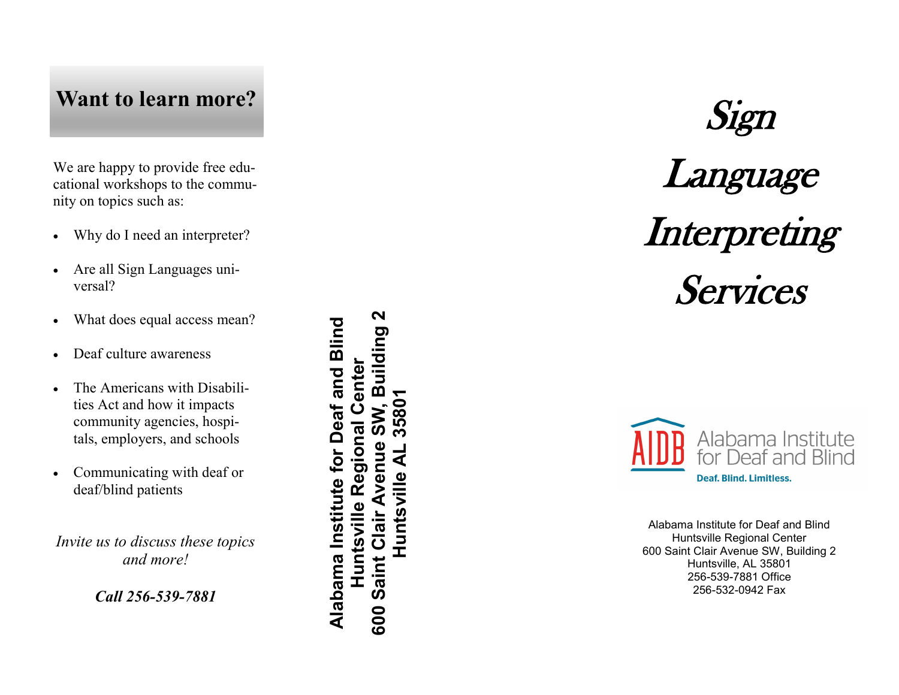## Want to learn more?

We are happy to provide free educational workshops to the community on topics such as:

- Why do I need an interpreter?
- Are all Sign Languages universal?
- What does equal access mean?
- Deaf culture awareness
- The Americans with Disabilities Act and how it impacts community agencies, hospitals, employers, and schools
- Communicating with deaf or deaf/blind patients

*Invite us to discuss these topics and more!*

***Call 256-539-7881***

**Alabama Institute for Deaf and Blind**
**Huntsville Regional Center**
**600 Saint Clair Avenue SW, Building 2**
**Huntsville AL 35801**

# *Sign Language Interpreting Services*

AIDB Alabama Institute for Deaf and Blind

Deaf. Blind. Limitless.

Alabama Institute for Deaf and Blind
Huntsville Regional Center
600 Saint Clair Avenue SW, Building 2
Huntsville, AL 35801
256-539-7881 Office
256-532-0942 Fax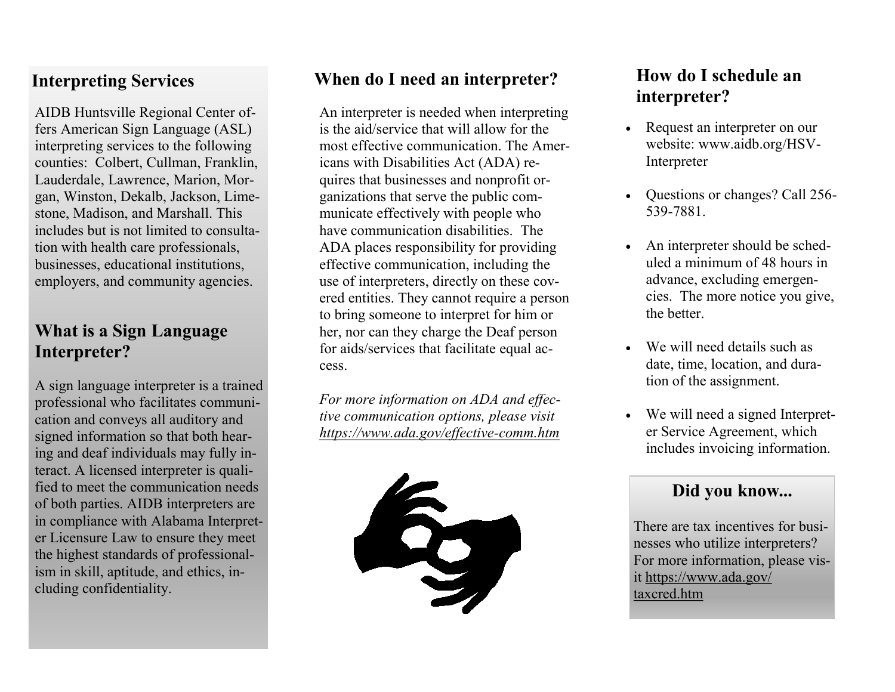## Interpreting Services

AIDB Huntsville Regional Center offers American Sign Language (ASL) interpreting services to the following counties: Colbert, Cullman, Franklin, Lauderdale, Lawrence, Marion, Morgan, Winston, Dekalb, Jackson, Limestone, Madison, and Marshall. This includes but is not limited to consultation with health care professionals, businesses, educational institutions, employers, and community agencies.

## What is a Sign Language Interpreter?

A sign language interpreter is a trained professional who facilitates communication and conveys all auditory and signed information so that both hearing and deaf individuals may fully interact. A licensed interpreter is qualified to meet the communication needs of both parties. AIDB interpreters are in compliance with Alabama Interpreter Licensure Law to ensure they meet the highest standards of professionalism in skill, aptitude, and ethics, including confidentiality.

## When do I need an interpreter?

An interpreter is needed when interpreting is the aid/service that will allow for the most effective communication. The Americans with Disabilities Act (ADA) requires that businesses and nonprofit organizations that serve the public communicate effectively with people who have communication disabilities. The ADA places responsibility for providing effective communication, including the use of interpreters, directly on these covered entities. They cannot require a person to bring someone to interpret for him or her, nor can they charge the Deaf person for aids/services that facilitate equal access.

*For more information on ADA and effective communication options, please visit https://www.ada.gov/effective-comm.htm*

## How do I schedule an interpreter?

- Request an interpreter on our website: www.aidb.org/HSV-Interpreter
- Questions or changes? Call 256-539-7881.
- An interpreter should be scheduled a minimum of 48 hours in advance, excluding emergencies. The more notice you give, the better.
- We will need details such as date, time, location, and duration of the assignment.
- We will need a signed Interpreter Service Agreement, which includes invoicing information.

### Did you know...

There are tax incentives for businesses who utilize interpreters? For more information, please visit https://www.ada.gov/taxcred.htm